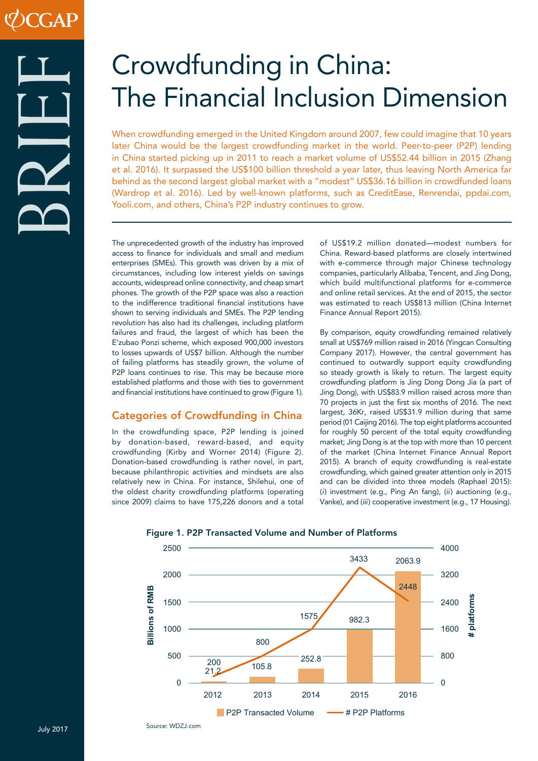# Crowdfunding in China: The Financial Inclusion Dimension

When crowdfunding emerged in the United Kingdom around 2007, few could imagine that 10 years later China would be the largest crowdfunding market in the world. Peer-to-peer (P2P) lending in China started picking up in 2011 to reach a market volume of US$52.44 billion in 2015 (Zhang et al. 2016). It surpassed the US$100 billion threshold a year later, thus leaving North America far behind as the second largest global market with a "modest" US$36.16 billion in crowdfunded loans (Wardrop et al. 2016). Led by well-known platforms, such as CreditEase, Renrendai, ppdai.com, Yooli.com, and others, China's P2P industry continues to grow.

The unprecedented growth of the industry has improved access to finance for individuals and small and medium enterprises (SMEs). This growth was driven by a mix of circumstances, including low interest yields on savings accounts, widespread online connectivity, and cheap smart phones. The growth of the P2P space was also a reaction to the indifference traditional financial institutions have shown to serving individuals and SMEs. The P2P lending revolution has also had its challenges, including platform failures and fraud, the largest of which has been the E'zubao Ponzi scheme, which exposed 900,000 investors to losses upwards of US$7 billion. Although the number of failing platforms has steadily grown, the volume of P2P loans continues to rise. This may be because more established platforms and those with ties to government and financial institutions have continued to grow (Figure 1).

## Categories of Crowdfunding in China

In the crowdfunding space, P2P lending is joined by donation-based, reward-based, and equity crowdfunding (Kirby and Worner 2014) (Figure 2). Donation-based crowdfunding is rather novel, in part, because philanthropic activities and mindsets are also relatively new in China. For instance, Shilehui, one of the oldest charity crowdfunding platforms (operating since 2009) claims to have 175,226 donors and a total of US$19.2 million donated—modest numbers for China. Reward-based platforms are closely intertwined with e-commerce through major Chinese technology companies, particularly Alibaba, Tencent, and Jing Dong, which build multifunctional platforms for e-commerce and online retail services. At the end of 2015, the sector was estimated to reach US$813 million (China Internet Finance Annual Report 2015).

By comparison, equity crowdfunding remained relatively small at US$769 million raised in 2016 (Yingcan Consulting Company 2017). However, the central government has continued to outwardly support equity crowdfunding so steady growth is likely to return. The largest equity crowdfunding platform is Jing Dong Dong Jia (a part of Jing Dong), with US$83.9 million raised across more than 70 projects in just the first six months of 2016. The next largest, 36Kr, raised US$31.9 million during that same period (01 Caijing 2016). The top eight platforms accounted for roughly 50 percent of the total equity crowdfunding market; Jing Dong is at the top with more than 10 percent of the market (China Internet Finance Annual Report 2015). A branch of equity crowdfunding is real-estate crowdfunding, which gained greater attention only in 2015 and can be divided into three models (Raphael 2015): (*i*) investment (e.g., Ping An fang), (*ii*) auctioning (e.g., Vanke), and (*iii*) cooperative investment (e.g., 17 Housing).

**Figure 1. P2P Transacted Volume and Number of Platforms**

| Year | P2P Transacted Volume (Billions of RMB) | # P2P Platforms |
|---|---|---|
| 2012 | 21.2 | 200 |
| 2013 | 105.8 | 800 |
| 2014 | 252.8 | 1575 |
| 2015 | 982.3 | 3433 |
| 2016 | 2063.9 | 2448 |

Source: WDZJ.com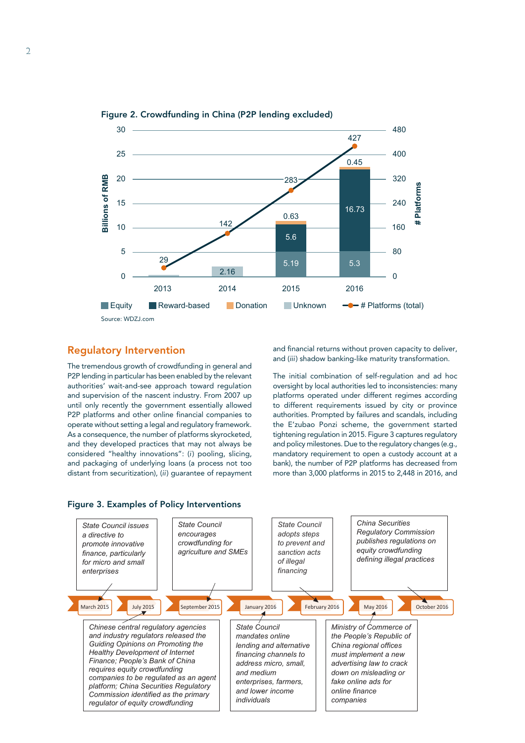**Figure 2. Crowdfunding in China (P2P lending excluded)**

| Year | Equity (Billions of RMB) | Reward-based | Donation | Unknown | # Platforms (total) |
|---|---|---|---|---|---|
| 2013 | | | | | 29 |
| 2014 | | | | 2.16 | 142 |
| 2015 | 5.19 | 5.6 | 0.63 | | 283 |
| 2016 | 5.3 | 16.73 | 0.45 | | 427 |

Source: WDZJ.com

## Regulatory Intervention

The tremendous growth of crowdfunding in general and P2P lending in particular has been enabled by the relevant authorities' wait-and-see approach toward regulation and supervision of the nascent industry. From 2007 up until only recently the government essentially allowed P2P platforms and other online financial companies to operate without setting a legal and regulatory framework. As a consequence, the number of platforms skyrocketed, and they developed practices that may not always be considered "healthy innovations": (*i*) pooling, slicing, and packaging of underlying loans (a process not too distant from securitization), (*ii*) guarantee of repayment and financial returns without proven capacity to deliver, and (*iii*) shadow banking-like maturity transformation.

The initial combination of self-regulation and ad hoc oversight by local authorities led to inconsistencies: many platforms operated under different regimes according to different requirements issued by city or province authorities. Prompted by failures and scandals, including the E'zubao Ponzi scheme, the government started tightening regulation in 2015. Figure 3 captures regulatory and policy milestones. Due to the regulatory changes (e.g., mandatory requirement to open a custody account at a bank), the number of P2P platforms has decreased from more than 3,000 platforms in 2015 to 2,448 in 2016, and

**Figure 3. Examples of Policy Interventions**

- **March 2015**: *State Council issues a directive to promote innovative finance, particularly for micro and small enterprises*
- **July 2015**: *Chinese central regulatory agencies and industry regulators released the Guiding Opinions on Promoting the Healthy Development of Internet Finance; People's Bank of China requires equity crowdfunding companies to be regulated as an agent platform; China Securities Regulatory Commission identified as the primary regulator of equity crowdfunding*
- **September 2015**: *State Council encourages crowdfunding for agriculture and SMEs*
- **January 2016**: *State Council mandates online lending and alternative financing channels to address micro, small, and medium enterprises, farmers, and lower income individuals*
- **February 2016**: *State Council adopts steps to prevent and sanction acts of illegal financing*
- **May 2016**: *Ministry of Commerce of the People's Republic of China regional offices must implement a new advertising law to crack down on misleading or fake online ads for online finance companies*
- **October 2016**: *China Securities Regulatory Commission publishes regulations on equity crowdfunding defining illegal practices*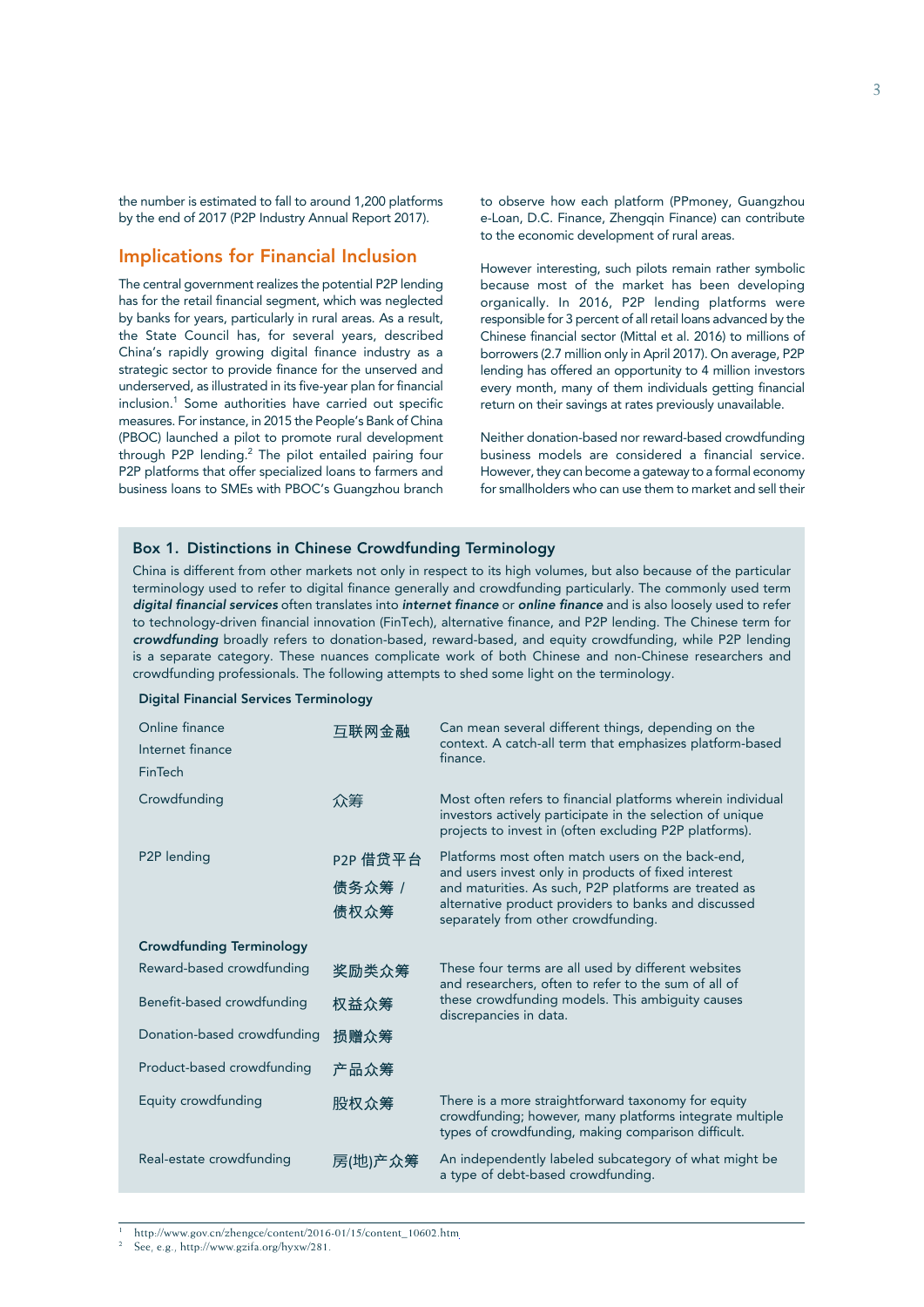the number is estimated to fall to around 1,200 platforms by the end of 2017 (P2P Industry Annual Report 2017).

## Implications for Financial Inclusion

The central government realizes the potential P2P lending has for the retail financial segment, which was neglected by banks for years, particularly in rural areas. As a result, the State Council has, for several years, described China's rapidly growing digital finance industry as a strategic sector to provide finance for the unserved and underserved, as illustrated in its five-year plan for financial inclusion.[1] Some authorities have carried out specific measures. For instance, in 2015 the People's Bank of China (PBOC) launched a pilot to promote rural development through P2P lending.[2] The pilot entailed pairing four P2P platforms that offer specialized loans to farmers and business loans to SMEs with PBOC's Guangzhou branch to observe how each platform (PPmoney, Guangzhou e-Loan, D.C. Finance, Zhengqin Finance) can contribute to the economic development of rural areas.

However interesting, such pilots remain rather symbolic because most of the market has been developing organically. In 2016, P2P lending platforms were responsible for 3 percent of all retail loans advanced by the Chinese financial sector (Mittal et al. 2016) to millions of borrowers (2.7 million only in April 2017). On average, P2P lending has offered an opportunity to 4 million investors every month, many of them individuals getting financial return on their savings at rates previously unavailable.

Neither donation-based nor reward-based crowdfunding business models are considered a financial service. However, they can become a gateway to a formal economy for smallholders who can use them to market and sell their

### Box 1. Distinctions in Chinese Crowdfunding Terminology

China is different from other markets not only in respect to its high volumes, but also because of the particular terminology used to refer to digital finance generally and crowdfunding particularly. The commonly used term ***digital financial services*** often translates into ***internet finance*** or ***online finance*** and is also loosely used to refer to technology-driven financial innovation (FinTech), alternative finance, and P2P lending. The Chinese term for ***crowdfunding*** broadly refers to donation-based, reward-based, and equity crowdfunding, while P2P lending is a separate category. These nuances complicate work of both Chinese and non-Chinese researchers and crowdfunding professionals. The following attempts to shed some light on the terminology.

| **Digital Financial Services Terminology** | | |
|---|---|---|
| Online finance<br>Internet finance<br>FinTech | 互联网金融 | Can mean several different things, depending on the context. A catch-all term that emphasizes platform-based finance. |
| Crowdfunding | 众筹 | Most often refers to financial platforms wherein individual investors actively participate in the selection of unique projects to invest in (often excluding P2P platforms). |
| P2P lending | P2P 借贷平台<br>债务众筹 /<br>债权众筹 | Platforms most often match users on the back-end, and users invest only in products of fixed interest and maturities. As such, P2P platforms are treated as alternative product providers to banks and discussed separately from other crowdfunding. |
| **Crowdfunding Terminology** | | |
| Reward-based crowdfunding | 奖励类众筹 | These four terms are all used by different websites and researchers, often to refer to the sum of all of these crowdfunding models. This ambiguity causes discrepancies in data. |
| Benefit-based crowdfunding | 权益众筹 | |
| Donation-based crowdfunding | 损赠众筹 | |
| Product-based crowdfunding | 产品众筹 | |
| Equity crowdfunding | 股权众筹 | There is a more straightforward taxonomy for equity crowdfunding; however, many platforms integrate multiple types of crowdfunding, making comparison difficult. |
| Real-estate crowdfunding | 房(地)产众筹 | An independently labeled subcategory of what might be a type of debt-based crowdfunding. |

[1] http://www.gov.cn/zhengce/content/2016-01/15/content_10602.htm.

[2] See, e.g., http://www.gzifa.org/hyxw/281.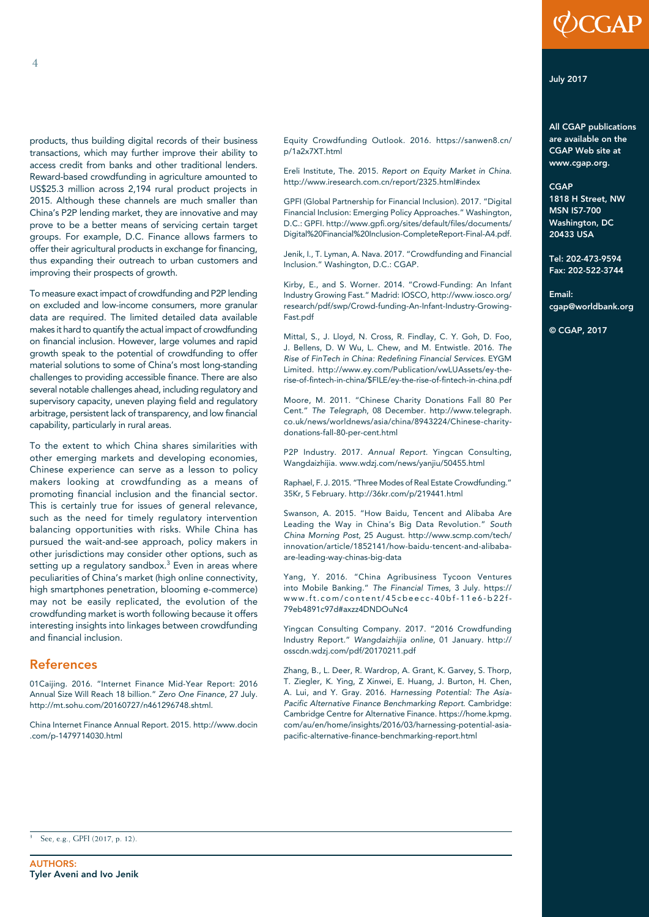products, thus building digital records of their business transactions, which may further improve their ability to access credit from banks and other traditional lenders. Reward-based crowdfunding in agriculture amounted to US$25.3 million across 2,194 rural product projects in 2015. Although these channels are much smaller than China's P2P lending market, they are innovative and may prove to be a better means of servicing certain target groups. For example, D.C. Finance allows farmers to offer their agricultural products in exchange for financing, thus expanding their outreach to urban customers and improving their prospects of growth.

To measure exact impact of crowdfunding and P2P lending on excluded and low-income consumers, more granular data are required. The limited detailed data available makes it hard to quantify the actual impact of crowdfunding on financial inclusion. However, large volumes and rapid growth speak to the potential of crowdfunding to offer material solutions to some of China's most long-standing challenges to providing accessible finance. There are also several notable challenges ahead, including regulatory and supervisory capacity, uneven playing field and regulatory arbitrage, persistent lack of transparency, and low financial capability, particularly in rural areas.

To the extent to which China shares similarities with other emerging markets and developing economies, Chinese experience can serve as a lesson to policy makers looking at crowdfunding as a means of promoting financial inclusion and the financial sector. This is certainly true for issues of general relevance, such as the need for timely regulatory intervention balancing opportunities with risks. While China has pursued the wait-and-see approach, policy makers in other jurisdictions may consider other options, such as setting up a regulatory sandbox.[3] Even in areas where peculiarities of China's market (high online connectivity, high smartphones penetration, blooming e-commerce) may not be easily replicated, the evolution of the crowdfunding market is worth following because it offers interesting insights into linkages between crowdfunding and financial inclusion.

## References

01Caijing. 2016. "Internet Finance Mid-Year Report: 2016 Annual Size Will Reach 18 billion." *Zero One Finance*, 27 July. http://mt.sohu.com/20160727/n461296748.shtml.

China Internet Finance Annual Report. 2015. http://www.docin.com/p-1479714030.html

Equity Crowdfunding Outlook. 2016. https://sanwen8.cn/p/1a2x7XT.html

Ereli Institute, The. 2015. *Report on Equity Market in China*. http://www.iresearch.com.cn/report/2325.html#index

GPFI (Global Partnership for Financial Inclusion). 2017. "Digital Financial Inclusion: Emerging Policy Approaches." Washington, D.C.: GPFI. http://www.gpfi.org/sites/default/files/documents/Digital%20Financial%20Inclusion-CompleteReport-Final-A4.pdf.

Jenik, I., T. Lyman, A. Nava. 2017. "Crowdfunding and Financial Inclusion." Washington, D.C.: CGAP.

Kirby, E., and S. Worner. 2014. "Crowd-Funding: An Infant Industry Growing Fast." Madrid: IOSCO, http://www.iosco.org/research/pdf/swp/Crowd-funding-An-Infant-Industry-Growing-Fast.pdf

Mittal, S., J. Lloyd, N. Cross, R. Findlay, C. Y. Goh, D. Foo, J. Bellens, D. W Wu, L. Chew, and M. Entwistle. 2016. *The Rise of FinTech in China: Redefining Financial Services.* EYGM Limited. http://www.ey.com/Publication/vwLUAssets/ey-the-rise-of-fintech-in-china/$FILE/ey-the-rise-of-fintech-in-china.pdf

Moore, M. 2011. "Chinese Charity Donations Fall 80 Per Cent." *The Telegraph*, 08 December. http://www.telegraph.co.uk/news/worldnews/asia/china/8943224/Chinese-charity-donations-fall-80-per-cent.html

P2P Industry. 2017. *Annual Report*. Yingcan Consulting, Wangdaizhijia. www.wdzj.com/news/yanjiu/50455.html

Raphael, F. J. 2015. "Three Modes of Real Estate Crowdfunding." 35Kr, 5 February. http://36kr.com/p/219441.html

Swanson, A. 2015. "How Baidu, Tencent and Alibaba Are Leading the Way in China's Big Data Revolution." *South China Morning Post*, 25 August. http://www.scmp.com/tech/innovation/article/1852141/how-baidu-tencent-and-alibaba-are-leading-way-chinas-big-data

Yang, Y. 2016. "China Agribusiness Tycoon Ventures into Mobile Banking." *The Financial Times*, 3 July. https://www.ft.com/content/45cbeecc-40bf-11e6-b22f-79eb4891c97d#axzz4DNDOuNc4

Yingcan Consulting Company. 2017. "2016 Crowdfunding Industry Report." *Wangdaizhijia online*, 01 January. http://osscdn.wdzj.com/pdf/20170211.pdf

Zhang, B., L. Deer, R. Wardrop, A. Grant, K. Garvey, S. Thorp, T. Ziegler, K. Ying, Z Xinwei, E. Huang, J. Burton, H. Chen, A. Lui, and Y. Gray. 2016. *Harnessing Potential: The Asia-Pacific Alternative Finance Benchmarking Report.* Cambridge: Cambridge Centre for Alternative Finance. https://home.kpmg.com/au/en/home/insights/2016/03/harnessing-potential-asia-pacific-alternative-finance-benchmarking-report.html

[3] See, e.g., GPFI (2017, p. 12).

**AUTHORS:**
**Tyler Aveni and Ivo Jenik**

July 2017

**All CGAP publications are available on the CGAP Web site at www.cgap.org.**

**CGAP**
**1818 H Street, NW**
**MSN IS7-700**
**Washington, DC**
**20433 USA**

**Tel: 202-473-9594**
**Fax: 202-522-3744**

**Email:**
**cgap@worldbank.org**

**© CGAP, 2017**